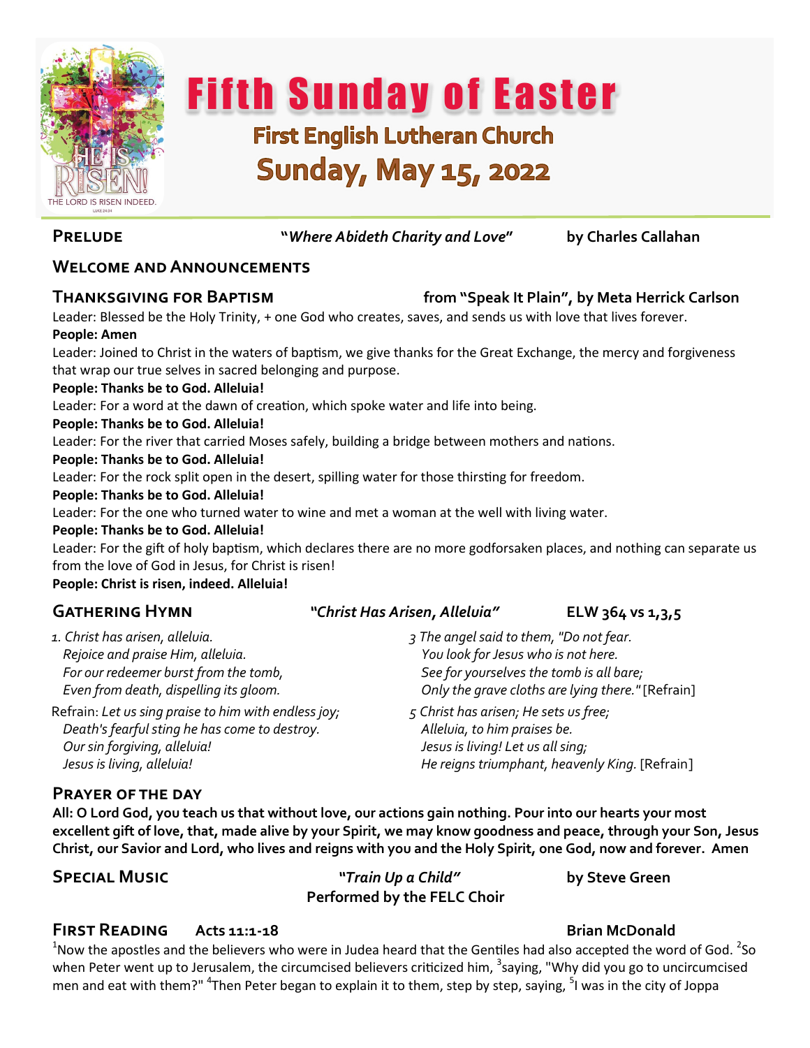# Fifth Sunday of Easter

## First English Lutheran Church

## Sunday, May 15, 2022

**Prelude** — **"*Where Abideth Charity and Love*"** by Charles Callahan

**Welcome and Announcements**

**Thanksgiving for Baptism** — from "Speak It Plain", by Meta Herrick Carlson

Leader: Blessed be the Holy Trinity, + one God who creates, saves, and sends us with love that lives forever.

**People: Amen**

Leader: Joined to Christ in the waters of baptism, we give thanks for the Great Exchange, the mercy and forgiveness that wrap our true selves in sacred belonging and purpose.

**People: Thanks be to God. Alleluia!**

Leader: For a word at the dawn of creation, which spoke water and life into being.

**People: Thanks be to God. Alleluia!**

Leader: For the river that carried Moses safely, building a bridge between mothers and nations.

**People: Thanks be to God. Alleluia!**

Leader: For the rock split open in the desert, spilling water for those thirsting for freedom.

**People: Thanks be to God. Alleluia!**

Leader: For the one who turned water to wine and met a woman at the well with living water.

**People: Thanks be to God. Alleluia!**

Leader: For the gift of holy baptism, which declares there are no more godforsaken places, and nothing can separate us from the love of God in Jesus, for Christ is risen!

**People: Christ is risen, indeed. Alleluia!**

**Gathering Hymn** — **"*Christ Has Arisen, Alleluia*"** ELW 364 vs 1,3,5

*1. Christ has arisen, alleluia.*
*Rejoice and praise Him, alleluia.*
*For our redeemer burst from the tomb,*
*Even from death, dispelling its gloom.*

Refrain: *Let us sing praise to him with endless joy;*
*Death's fearful sting he has come to destroy.*
*Our sin forgiving, alleluia!*
*Jesus is living, alleluia!*

*3 The angel said to them, "Do not fear.*
*You look for Jesus who is not here.*
*See for yourselves the tomb is all bare;*
*Only the grave cloths are lying there."* [Refrain]

*5 Christ has arisen; He sets us free;*
*Alleluia, to him praises be.*
*Jesus is living! Let us all sing;*
*He reigns triumphant, heavenly King.* [Refrain]

**Prayer of the Day**

**All: O Lord God, you teach us that without love, our actions gain nothing. Pour into our hearts your most excellent gift of love, that, made alive by your Spirit, we may know goodness and peace, through your Son, Jesus Christ, our Savior and Lord, who lives and reigns with you and the Holy Spirit, one God, now and forever. Amen**

**Special Music** — **"*Train Up a Child*"** by Steve Green
**Performed by the FELC Choir**

**First Reading** — **Acts 11:1-18** — **Brian McDonald**

[1]Now the apostles and the believers who were in Judea heard that the Gentiles had also accepted the word of God. [2]So when Peter went up to Jerusalem, the circumcised believers criticized him, [3]saying, "Why did you go to uncircumcised men and eat with them?" [4]Then Peter began to explain it to them, step by step, saying, [5]I was in the city of Joppa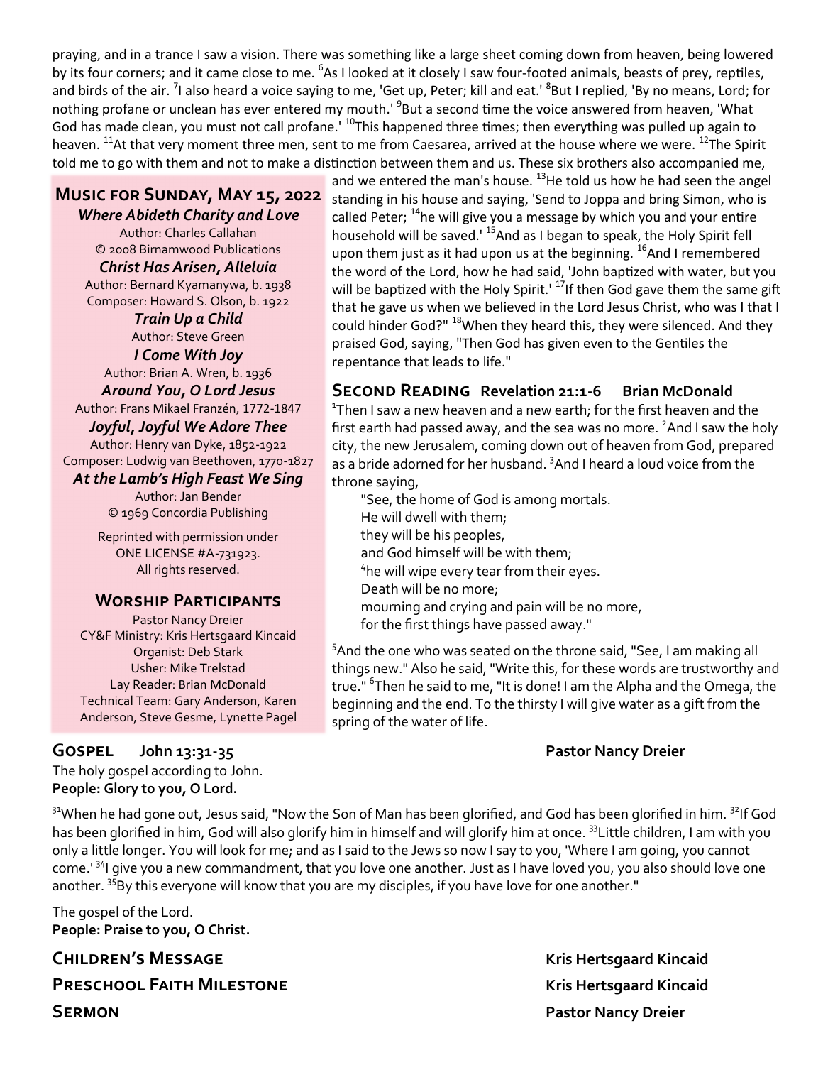praying, and in a trance I saw a vision. There was something like a large sheet coming down from heaven, being lowered by its four corners; and it came close to me. [6]As I looked at it closely I saw four-footed animals, beasts of prey, reptiles, and birds of the air. [7]I also heard a voice saying to me, 'Get up, Peter; kill and eat.' [8]But I replied, 'By no means, Lord; for nothing profane or unclean has ever entered my mouth.' [9]But a second time the voice answered from heaven, 'What God has made clean, you must not call profane.' [10]This happened three times; then everything was pulled up again to heaven. [11]At that very moment three men, sent to me from Caesarea, arrived at the house where we were. [12]The Spirit told me to go with them and not to make a distinction between them and us. These six brothers also accompanied me, and we entered the man's house. [13]He told us how he had seen the angel standing in his house and saying, 'Send to Joppa and bring Simon, who is called Peter; [14]he will give you a message by which you and your entire household will be saved.' [15]And as I began to speak, the Holy Spirit fell upon them just as it had upon us at the beginning. [16]And I remembered the word of the Lord, how he had said, 'John baptized with water, but you will be baptized with the Holy Spirit.' [17]If then God gave them the same gift that he gave us when we believed in the Lord Jesus Christ, who was I that I could hinder God?" [18]When they heard this, they were silenced. And they praised God, saying, "Then God has given even to the Gentiles the repentance that leads to life."

## Second Reading **Revelation 21:1-6** **Brian McDonald**

[1]Then I saw a new heaven and a new earth; for the first heaven and the first earth had passed away, and the sea was no more. [2]And I saw the holy city, the new Jerusalem, coming down out of heaven from God, prepared as a bride adorned for her husband. [3]And I heard a loud voice from the throne saying,

"See, the home of God is among mortals.
He will dwell with them;
they will be his peoples,
and God himself will be with them;
[4]he will wipe every tear from their eyes.
Death will be no more;
mourning and crying and pain will be no more,
for the first things have passed away."

[5]And the one who was seated on the throne said, "See, I am making all things new." Also he said, "Write this, for these words are trustworthy and true." [6]Then he said to me, "It is done! I am the Alpha and the Omega, the beginning and the end. To the thirsty I will give water as a gift from the spring of the water of life.

## Music for Sunday, May 15, 2022

***Where Abideth Charity and Love***
Author: Charles Callahan
© 2008 Birnamwood Publications

***Christ Has Arisen, Alleluia***
Author: Bernard Kyamanywa, b. 1938
Composer: Howard S. Olson, b. 1922

***Train Up a Child***
Author: Steve Green

***I Come With Joy***
Author: Brian A. Wren, b. 1936

***Around You, O Lord Jesus***
Author: Frans Mikael Franzén, 1772-1847

***Joyful, Joyful We Adore Thee***
Author: Henry van Dyke, 1852-1922
Composer: Ludwig van Beethoven, 1770-1827

***At the Lamb's High Feast We Sing***
Author: Jan Bender
© 1969 Concordia Publishing

Reprinted with permission under
ONE LICENSE #A-731923.
All rights reserved.

## Worship Participants

Pastor Nancy Dreier
CY&F Ministry: Kris Hertsgaard Kincaid
Organist: Deb Stark
Usher: Mike Trelstad
Lay Reader: Brian McDonald
Technical Team: Gary Anderson, Karen Anderson, Steve Gesme, Lynette Pagel

## Gospel **John 13:31-35** **Pastor Nancy Dreier**

The holy gospel according to John.
**People: Glory to you, O Lord.**

[31]When he had gone out, Jesus said, "Now the Son of Man has been glorified, and God has been glorified in him. [32]If God has been glorified in him, God will also glorify him in himself and will glorify him at once. [33]Little children, I am with you only a little longer. You will look for me; and as I said to the Jews so now I say to you, 'Where I am going, you cannot come.' [34]I give you a new commandment, that you love one another. Just as I have loved you, you also should love one another. [35]By this everyone will know that you are my disciples, if you have love for one another."

The gospel of the Lord.
**People: Praise to you, O Christ.**

## Children's Message **Kris Hertsgaard Kincaid**

## Preschool Faith Milestone **Kris Hertsgaard Kincaid**

## Sermon **Pastor Nancy Dreier**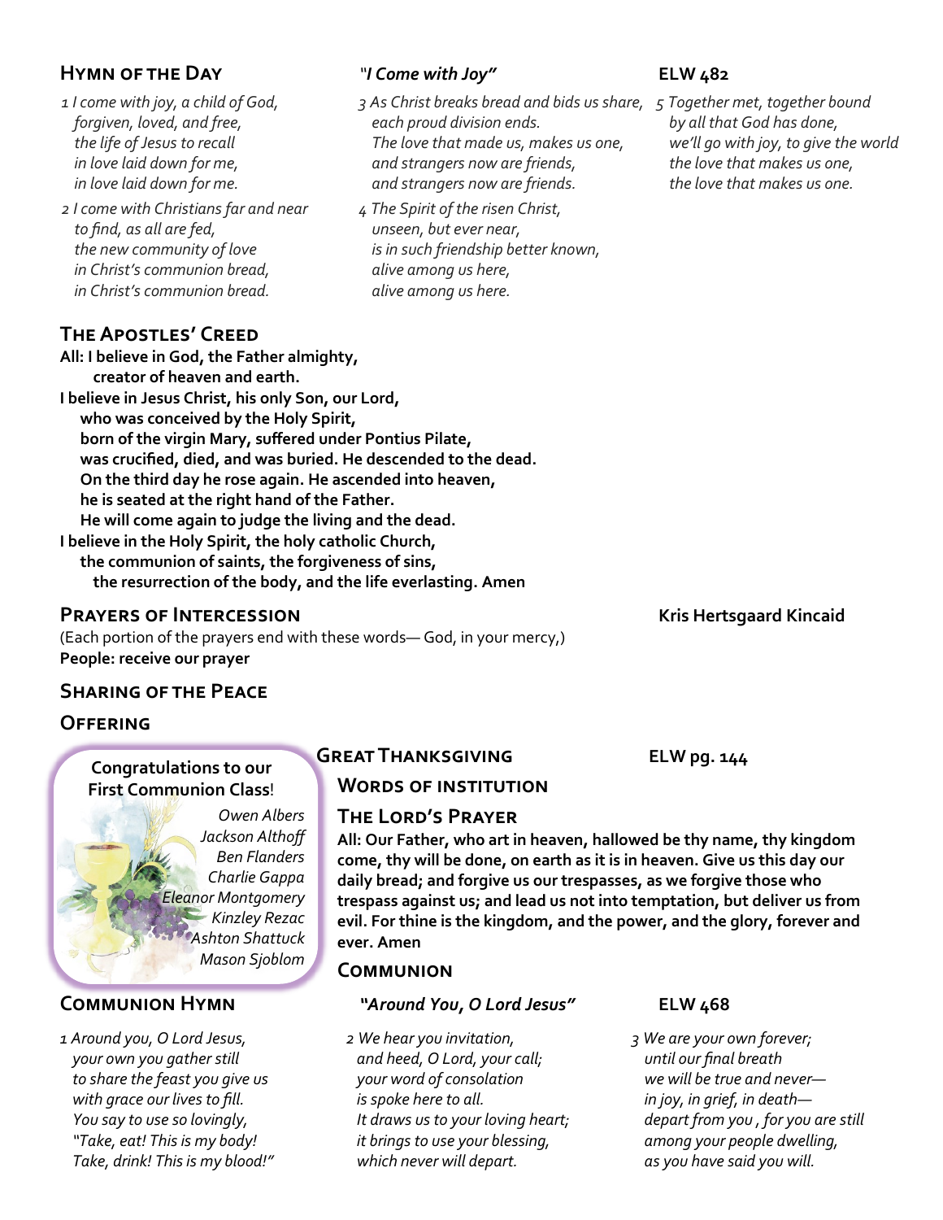## Hymn of the Day — *"I Come with Joy"* — ELW 482

*1 I come with joy, a child of God,*
*forgiven, loved, and free,*
*the life of Jesus to recall*
*in love laid down for me,*
*in love laid down for me.*

*2 I come with Christians far and near*
*to find, as all are fed,*
*the new community of love*
*in Christ's communion bread,*
*in Christ's communion bread.*

*3 As Christ breaks bread and bids us share,*
*each proud division ends.*
*The love that made us, makes us one,*
*and strangers now are friends,*
*and strangers now are friends.*

*4 The Spirit of the risen Christ,*
*unseen, but ever near,*
*is in such friendship better known,*
*alive among us here,*
*alive among us here.*

*5 Together met, together bound*
*by all that God has done,*
*we'll go with joy, to give the world*
*the love that makes us one,*
*the love that makes us one.*

## The Apostles' Creed

**All: I believe in God, the Father almighty,**
**creator of heaven and earth.**
**I believe in Jesus Christ, his only Son, our Lord,**
**who was conceived by the Holy Spirit,**
**born of the virgin Mary, suffered under Pontius Pilate,**
**was crucified, died, and was buried. He descended to the dead.**
**On the third day he rose again. He ascended into heaven,**
**he is seated at the right hand of the Father.**
**He will come again to judge the living and the dead.**
**I believe in the Holy Spirit, the holy catholic Church,**
**the communion of saints, the forgiveness of sins,**
**the resurrection of the body, and the life everlasting. Amen**

## Prayers of Intercession — Kris Hertsgaard Kincaid

(Each portion of the prayers end with these words— God, in your mercy,)
**People: receive our prayer**

## Sharing of the Peace

## Offering

**Congratulations to our First Communion Class!**

*Owen Albers*
*Jackson Althoff*
*Ben Flanders*
*Charlie Gappa*
*Eleanor Montgomery*
*Kinzley Rezac*
*Ashton Shattuck*
*Mason Sjoblom*

## Great Thanksgiving — ELW pg. 144

## Words of Institution

## The Lord's Prayer

**All: Our Father, who art in heaven, hallowed be thy name, thy kingdom come, thy will be done, on earth as it is in heaven. Give us this day our daily bread; and forgive us our trespasses, as we forgive those who trespass against us; and lead us not into temptation, but deliver us from evil. For thine is the kingdom, and the power, and the glory, forever and ever. Amen**

## Communion

## Communion Hymn — *"Around You, O Lord Jesus"* — ELW 468

*1 Around you, O Lord Jesus,*
*your own you gather still*
*to share the feast you give us*
*with grace our lives to fill.*
*You say to use so lovingly,*
*"Take, eat! This is my body!*
*Take, drink! This is my blood!"*

*2 We hear you invitation,*
*and heed, O Lord, your call;*
*your word of consolation*
*is spoke here to all.*
*It draws us to your loving heart;*
*it brings to use your blessing,*
*which never will depart.*

*3 We are your own forever;*
*until our final breath*
*we will be true and never—*
*in joy, in grief, in death—*
*depart from you , for you are still*
*among your people dwelling,*
*as you have said you will.*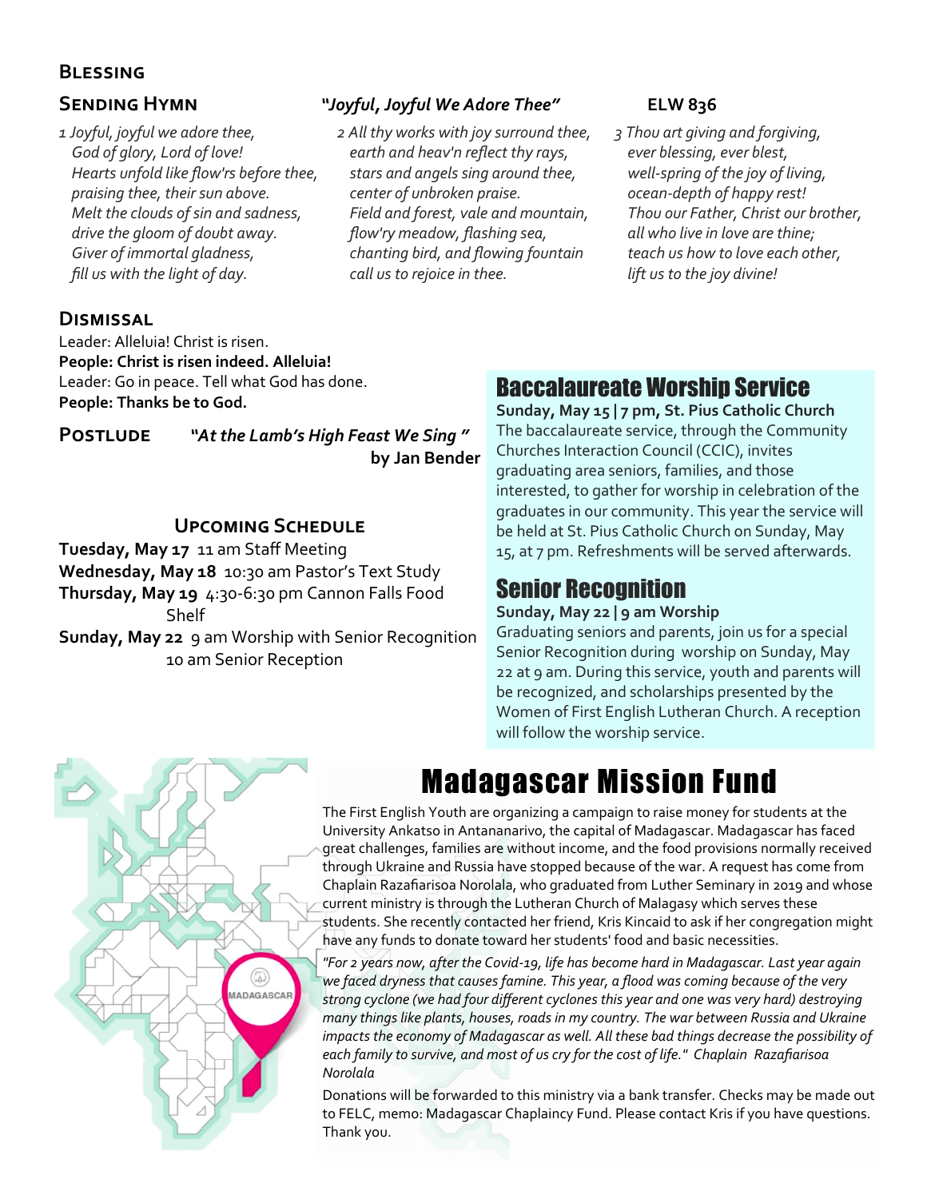## Blessing

## Sending Hymn — *"Joyful, Joyful We Adore Thee"* — ELW 836

*1 Joyful, joyful we adore thee,*
*God of glory, Lord of love!*
*Hearts unfold like flow'rs before thee,*
*praising thee, their sun above.*
*Melt the clouds of sin and sadness,*
*drive the gloom of doubt away.*
*Giver of immortal gladness,*
*fill us with the light of day.*

*2 All thy works with joy surround thee,*
*earth and heav'n reflect thy rays,*
*stars and angels sing around thee,*
*center of unbroken praise.*
*Field and forest, vale and mountain,*
*flow'ry meadow, flashing sea,*
*chanting bird, and flowing fountain*
*call us to rejoice in thee.*

*3 Thou art giving and forgiving,*
*ever blessing, ever blest,*
*well-spring of the joy of living,*
*ocean-depth of happy rest!*
*Thou our Father, Christ our brother,*
*all who live in love are thine;*
*teach us how to love each other,*
*lift us to the joy divine!*

## Dismissal

Leader: Alleluia! Christ is risen.
**People: Christ is risen indeed. Alleluia!**
Leader: Go in peace. Tell what God has done.
**People: Thanks be to God.**

## Postlude — *"At the Lamb's High Feast We Sing"* **by Jan Bender**

## Upcoming Schedule

**Tuesday, May 17** 11 am Staff Meeting
**Wednesday, May 18** 10:30 am Pastor's Text Study
**Thursday, May 19** 4:30-6:30 pm Cannon Falls Food Shelf
**Sunday, May 22** 9 am Worship with Senior Recognition
10 am Senior Reception

## Baccalaureate Worship Service

**Sunday, May 15 | 7 pm, St. Pius Catholic Church**
The baccalaureate service, through the Community Churches Interaction Council (CCIC), invites graduating area seniors, families, and those interested, to gather for worship in celebration of the graduates in our community. This year the service will be held at St. Pius Catholic Church on Sunday, May 15, at 7 pm. Refreshments will be served afterwards.

## Senior Recognition

**Sunday, May 22 | 9 am Worship**
Graduating seniors and parents, join us for a special Senior Recognition during worship on Sunday, May 22 at 9 am. During this service, youth and parents will be recognized, and scholarships presented by the Women of First English Lutheran Church. A reception will follow the worship service.

# Madagascar Mission Fund

MADAGASCAR

The First English Youth are organizing a campaign to raise money for students at the University Ankatso in Antananarivo, the capital of Madagascar. Madagascar has faced great challenges, families are without income, and the food provisions normally received through Ukraine and Russia have stopped because of the war. A request has come from Chaplain Razafiarisoa Norolala, who graduated from Luther Seminary in 2019 and whose current ministry is through the Lutheran Church of Malagasy which serves these students. She recently contacted her friend, Kris Kincaid to ask if her congregation might have any funds to donate toward her students' food and basic necessities.

*"For 2 years now, after the Covid-19, life has become hard in Madagascar. Last year again we faced dryness that causes famine. This year, a flood was coming because of the very strong cyclone (we had four different cyclones this year and one was very hard) destroying many things like plants, houses, roads in my country. The war between Russia and Ukraine impacts the economy of Madagascar as well. All these bad things decrease the possibility of each family to survive, and most of us cry for the cost of life." Chaplain Razafiarisoa Norolala*

Donations will be forwarded to this ministry via a bank transfer. Checks may be made out to FELC, memo: Madagascar Chaplaincy Fund. Please contact Kris if you have questions. Thank you.